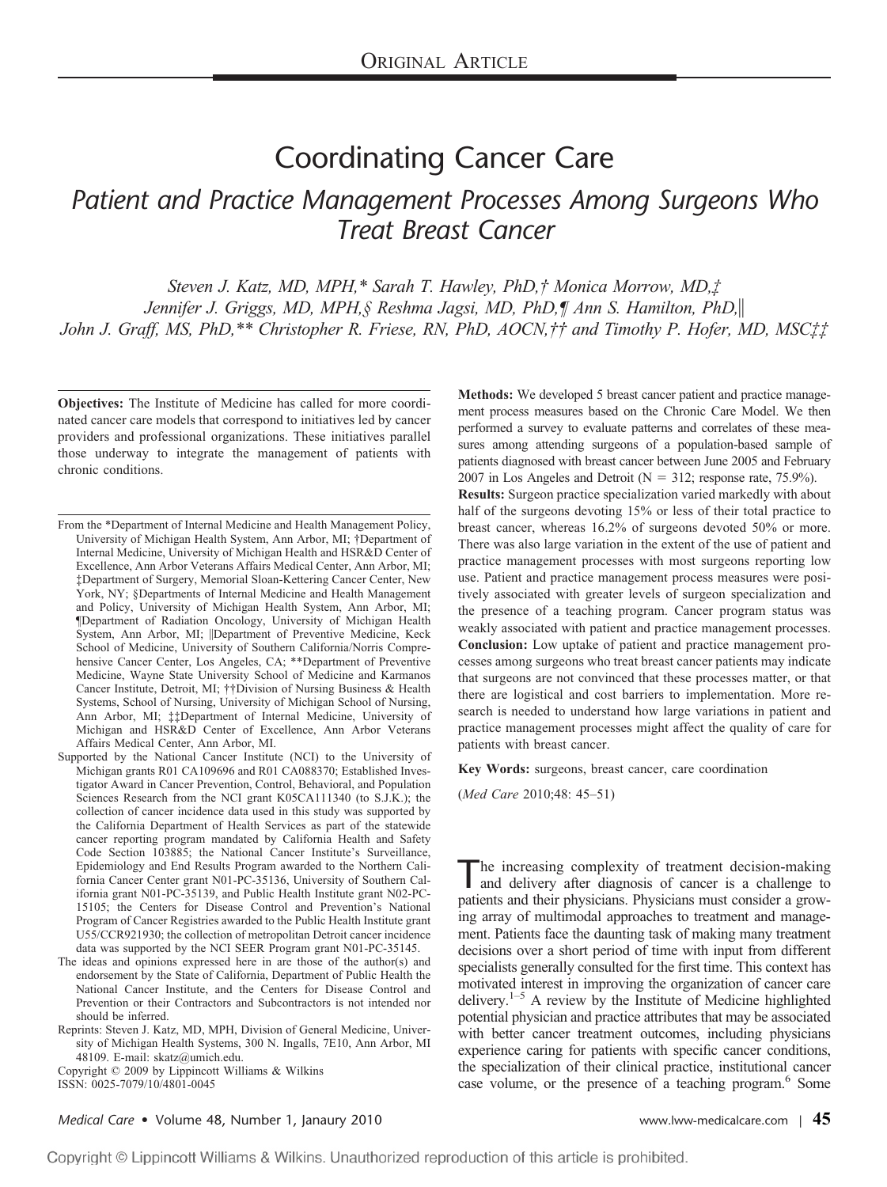# Coordinating Cancer Care

## *Patient and Practice Management Processes Among Surgeons Who Treat Breast Cancer*

*Steven J. Katz, MD, MPH,\* Sarah T. Hawley, PhD,† Monica Morrow, MD,‡ Jennifer J. Griggs, MD, MPH,§ Reshma Jagsi, MD, PhD,¶ Ann S. Hamilton, PhD,‖ John J. Graff, MS, PhD,\*\* Christopher R. Friese, RN, PhD, AOCN,†† and Timothy P. Hofer, MD, MSC‡‡*

**Objectives:** The Institute of Medicine has called for more coordinated cancer care models that correspond to initiatives led by cancer providers and professional organizations. These initiatives parallel those underway to integrate the management of patients with chronic conditions.

**Methods:** We developed 5 breast cancer patient and practice management process measures based on the Chronic Care Model. We then performed a survey to evaluate patterns and correlates of these measures among attending surgeons of a population-based sample of patients diagnosed with breast cancer between June 2005 and February 2007 in Los Angeles and Detroit (N = 312; response rate, 75.9%).

**Results:** Surgeon practice specialization varied markedly with about half of the surgeons devoting 15% or less of their total practice to breast cancer, whereas 16.2% of surgeons devoted 50% or more. There was also large variation in the extent of the use of patient and practice management processes with most surgeons reporting low use. Patient and practice management process measures were positively associated with greater levels of surgeon specialization and the presence of a teaching program. Cancer program status was weakly associated with patient and practice management processes.

**Conclusion:** Low uptake of patient and practice management processes among surgeons who treat breast cancer patients may indicate that surgeons are not convinced that these processes matter, or that there are logistical and cost barriers to implementation. More research is needed to understand how large variations in patient and practice management processes might affect the quality of care for patients with breast cancer.

**Key Words:** surgeons, breast cancer, care coordination

(*Med Care* 2010;48: 45–51)

From the \*Department of Internal Medicine and Health Management Policy, University of Michigan Health System, Ann Arbor, MI; †Department of Internal Medicine, University of Michigan Health and HSR&D Center of Excellence, Ann Arbor Veterans Affairs Medical Center, Ann Arbor, MI; ‡Department of Surgery, Memorial Sloan-Kettering Cancer Center, New York, NY; §Departments of Internal Medicine and Health Management and Policy, University of Michigan Health System, Ann Arbor, MI; ¶Department of Radiation Oncology, University of Michigan Health System, Ann Arbor, MI; ‖Department of Preventive Medicine, Keck School of Medicine, University of Southern California/Norris Comprehensive Cancer Center, Los Angeles, CA; \*\*Department of Preventive Medicine, Wayne State University School of Medicine and Karmanos Cancer Institute, Detroit, MI; ††Division of Nursing Business & Health Systems, School of Nursing, University of Michigan School of Nursing, Ann Arbor, MI; ‡‡Department of Internal Medicine, University of Michigan and HSR&D Center of Excellence, Ann Arbor Veterans Affairs Medical Center, Ann Arbor, MI.

Supported by the National Cancer Institute (NCI) to the University of Michigan grants R01 CA109696 and R01 CA088370; Established Investigator Award in Cancer Prevention, Control, Behavioral, and Population Sciences Research from the NCI grant K05CA111340 (to S.J.K.); the collection of cancer incidence data used in this study was supported by the California Department of Health Services as part of the statewide cancer reporting program mandated by California Health and Safety Code Section 103885; the National Cancer Institute's Surveillance, Epidemiology and End Results Program awarded to the Northern California Cancer Center grant N01-PC-35136, University of Southern California grant N01-PC-35139, and Public Health Institute grant N02-PC-15105; the Centers for Disease Control and Prevention's National Program of Cancer Registries awarded to the Public Health Institute grant U55/CCR921930; the collection of metropolitan Detroit cancer incidence data was supported by the NCI SEER Program grant N01-PC-35145.

The ideas and opinions expressed here in are those of the author(s) and endorsement by the State of California, Department of Public Health the National Cancer Institute, and the Centers for Disease Control and Prevention or their Contractors and Subcontractors is not intended nor should be inferred.

Reprints: Steven J. Katz, MD, MPH, Division of General Medicine, University of Michigan Health Systems, 300 N. Ingalls, 7E10, Ann Arbor, MI 48109. E-mail: skatz@umich.edu.

Copyright © 2009 by Lippincott Williams & Wilkins
ISSN: 0025-7079/10/4801-0045

The increasing complexity of treatment decision-making and delivery after diagnosis of cancer is a challenge to patients and their physicians. Physicians must consider a growing array of multimodal approaches to treatment and management. Patients face the daunting task of making many treatment decisions over a short period of time with input from different specialists generally consulted for the first time. This context has motivated interest in improving the organization of cancer care delivery.[1–5] A review by the Institute of Medicine highlighted potential physician and practice attributes that may be associated with better cancer treatment outcomes, including physicians experience caring for patients with specific cancer conditions, the specialization of their clinical practice, institutional cancer case volume, or the presence of a teaching program.[6] Some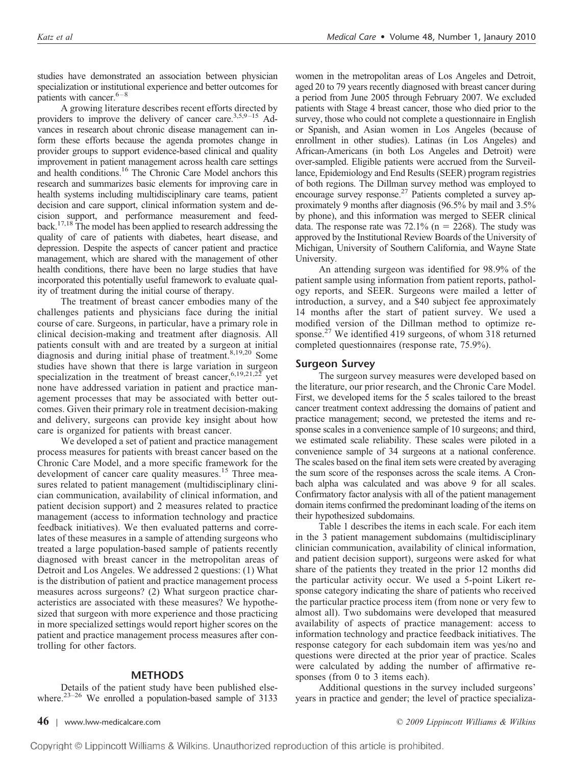studies have demonstrated an association between physician specialization or institutional experience and better outcomes for patients with cancer.[6–8]

A growing literature describes recent efforts directed by providers to improve the delivery of cancer care.[3,5,9–15] Advances in research about chronic disease management can inform these efforts because the agenda promotes change in provider groups to support evidence-based clinical and quality improvement in patient management across health care settings and health conditions.[16] The Chronic Care Model anchors this research and summarizes basic elements for improving care in health systems including multidisciplinary care teams, patient decision and care support, clinical information system and decision support, and performance measurement and feedback.[17,18] The model has been applied to research addressing the quality of care of patients with diabetes, heart disease, and depression. Despite the aspects of cancer patient and practice management, which are shared with the management of other health conditions, there have been no large studies that have incorporated this potentially useful framework to evaluate quality of treatment during the initial course of therapy.

The treatment of breast cancer embodies many of the challenges patients and physicians face during the initial course of care. Surgeons, in particular, have a primary role in clinical decision-making and treatment after diagnosis. All patients consult with and are treated by a surgeon at initial diagnosis and during initial phase of treatment.[8,19,20] Some studies have shown that there is large variation in surgeon specialization in the treatment of breast cancer,[6,19,21,22] yet none have addressed variation in patient and practice management processes that may be associated with better outcomes. Given their primary role in treatment decision-making and delivery, surgeons can provide key insight about how care is organized for patients with breast cancer.

We developed a set of patient and practice management process measures for patients with breast cancer based on the Chronic Care Model, and a more specific framework for the development of cancer care quality measures.[15] Three measures related to patient management (multidisciplinary clinician communication, availability of clinical information, and patient decision support) and 2 measures related to practice management (access to information technology and practice feedback initiatives). We then evaluated patterns and correlates of these measures in a sample of attending surgeons who treated a large population-based sample of patients recently diagnosed with breast cancer in the metropolitan areas of Detroit and Los Angeles. We addressed 2 questions: (1) What is the distribution of patient and practice management process measures across surgeons? (2) What surgeon practice characteristics are associated with these measures? We hypothesized that surgeon with more experience and those practicing in more specialized settings would report higher scores on the patient and practice management process measures after controlling for other factors.

## METHODS

Details of the patient study have been published elsewhere.[23–26] We enrolled a population-based sample of 3133 women in the metropolitan areas of Los Angeles and Detroit, aged 20 to 79 years recently diagnosed with breast cancer during a period from June 2005 through February 2007. We excluded patients with Stage 4 breast cancer, those who died prior to the survey, those who could not complete a questionnaire in English or Spanish, and Asian women in Los Angeles (because of enrollment in other studies). Latinas (in Los Angeles) and African-Americans (in both Los Angeles and Detroit) were over-sampled. Eligible patients were accrued from the Surveillance, Epidemiology and End Results (SEER) program registries of both regions. The Dillman survey method was employed to encourage survey response.[27] Patients completed a survey approximately 9 months after diagnosis (96.5% by mail and 3.5% by phone), and this information was merged to SEER clinical data. The response rate was 72.1% ($n = 2268$). The study was approved by the Institutional Review Boards of the University of Michigan, University of Southern California, and Wayne State University.

An attending surgeon was identified for 98.9% of the patient sample using information from patient reports, pathology reports, and SEER. Surgeons were mailed a letter of introduction, a survey, and a $40 subject fee approximately 14 months after the start of patient survey. We used a modified version of the Dillman method to optimize response.[27] We identified 419 surgeons, of whom 318 returned completed questionnaires (response rate, 75.9%).

### Surgeon Survey

The surgeon survey measures were developed based on the literature, our prior research, and the Chronic Care Model. First, we developed items for the 5 scales tailored to the breast cancer treatment context addressing the domains of patient and practice management; second, we pretested the items and response scales in a convenience sample of 10 surgeons; and third, we estimated scale reliability. These scales were piloted in a convenience sample of 34 surgeons at a national conference. The scales based on the final item sets were created by averaging the sum score of the responses across the scale items. A Cronbach alpha was calculated and was above 9 for all scales. Confirmatory factor analysis with all of the patient management domain items confirmed the predominant loading of the items on their hypothesized subdomains.

Table 1 describes the items in each scale. For each item in the 3 patient management subdomains (multidisciplinary clinician communication, availability of clinical information, and patient decision support), surgeons were asked for what share of the patients they treated in the prior 12 months did the particular activity occur. We used a 5-point Likert response category indicating the share of patients who received the particular practice process item (from none or very few to almost all). Two subdomains were developed that measured availability of aspects of practice management: access to information technology and practice feedback initiatives. The response category for each subdomain item was yes/no and questions were directed at the prior year of practice. Scales were calculated by adding the number of affirmative responses (from 0 to 3 items each).

Additional questions in the survey included surgeons' years in practice and gender; the level of practice specializa-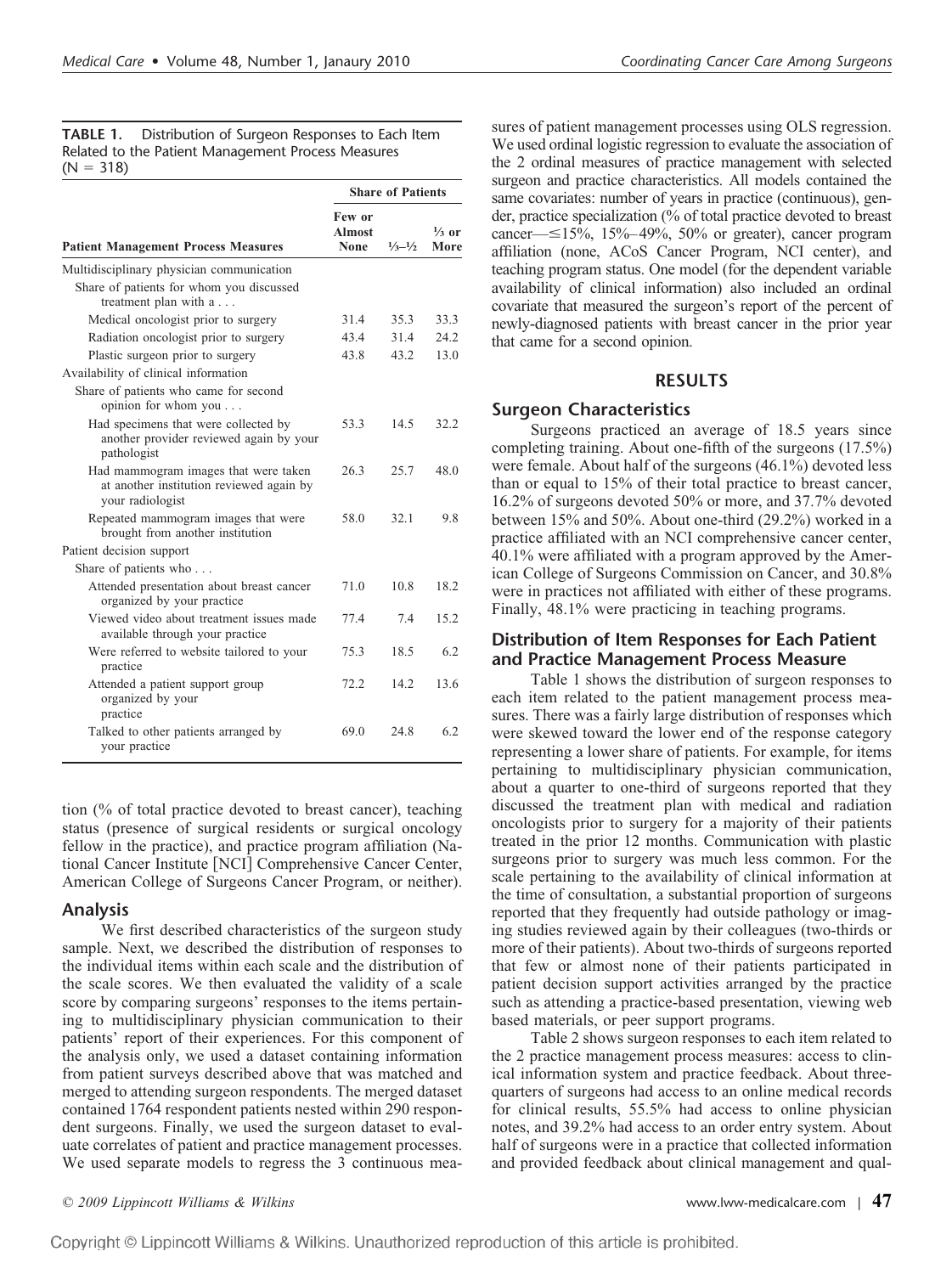**TABLE 1.** Distribution of Surgeon Responses to Each Item Related to the Patient Management Process Measures (N = 318)

| Patient Management Process Measures | Share of Patients | | |
|---|---|---|---|
| | Few or Almost None | ⅓–½ | ⅓ or More |
| Multidisciplinary physician communication | | | |
| Share of patients for whom you discussed treatment plan with a . . . | | | |
| Medical oncologist prior to surgery | 31.4 | 35.3 | 33.3 |
| Radiation oncologist prior to surgery | 43.4 | 31.4 | 24.2 |
| Plastic surgeon prior to surgery | 43.8 | 43.2 | 13.0 |
| Availability of clinical information | | | |
| Share of patients who came for second opinion for whom you . . . | | | |
| Had specimens that were collected by another provider reviewed again by your pathologist | 53.3 | 14.5 | 32.2 |
| Had mammogram images that were taken at another institution reviewed again by your radiologist | 26.3 | 25.7 | 48.0 |
| Repeated mammogram images that were brought from another institution | 58.0 | 32.1 | 9.8 |
| Patient decision support | | | |
| Share of patients who . . . | | | |
| Attended presentation about breast cancer organized by your practice | 71.0 | 10.8 | 18.2 |
| Viewed video about treatment issues made available through your practice | 77.4 | 7.4 | 15.2 |
| Were referred to website tailored to your practice | 75.3 | 18.5 | 6.2 |
| Attended a patient support group organized by your practice | 72.2 | 14.2 | 13.6 |
| Talked to other patients arranged by your practice | 69.0 | 24.8 | 6.2 |

tion (% of total practice devoted to breast cancer), teaching status (presence of surgical residents or surgical oncology fellow in the practice), and practice program affiliation (National Cancer Institute [NCI] Comprehensive Cancer Center, American College of Surgeons Cancer Program, or neither).

## Analysis

We first described characteristics of the surgeon study sample. Next, we described the distribution of responses to the individual items within each scale and the distribution of the scale scores. We then evaluated the validity of a scale score by comparing surgeons' responses to the items pertaining to multidisciplinary physician communication to their patients' report of their experiences. For this component of the analysis only, we used a dataset containing information from patient surveys described above that was matched and merged to attending surgeon respondents. The merged dataset contained 1764 respondent patients nested within 290 respondent surgeons. Finally, we used the surgeon dataset to evaluate correlates of patient and practice management processes. We used separate models to regress the 3 continuous measures of patient management processes using OLS regression. We used ordinal logistic regression to evaluate the association of the 2 ordinal measures of practice management with selected surgeon and practice characteristics. All models contained the same covariates: number of years in practice (continuous), gender, practice specialization (% of total practice devoted to breast cancer—≤15%, 15%–49%, 50% or greater), cancer program affiliation (none, ACoS Cancer Program, NCI center), and teaching program status. One model (for the dependent variable availability of clinical information) also included an ordinal covariate that measured the surgeon's report of the percent of newly-diagnosed patients with breast cancer in the prior year that came for a second opinion.

# RESULTS

## Surgeon Characteristics

Surgeons practiced an average of 18.5 years since completing training. About one-fifth of the surgeons (17.5%) were female. About half of the surgeons (46.1%) devoted less than or equal to 15% of their total practice to breast cancer, 16.2% of surgeons devoted 50% or more, and 37.7% devoted between 15% and 50%. About one-third (29.2%) worked in a practice affiliated with an NCI comprehensive cancer center, 40.1% were affiliated with a program approved by the American College of Surgeons Commission on Cancer, and 30.8% were in practices not affiliated with either of these programs. Finally, 48.1% were practicing in teaching programs.

## Distribution of Item Responses for Each Patient and Practice Management Process Measure

Table 1 shows the distribution of surgeon responses to each item related to the patient management process measures. There was a fairly large distribution of responses which were skewed toward the lower end of the response category representing a lower share of patients. For example, for items pertaining to multidisciplinary physician communication, about a quarter to one-third of surgeons reported that they discussed the treatment plan with medical and radiation oncologists prior to surgery for a majority of their patients treated in the prior 12 months. Communication with plastic surgeons prior to surgery was much less common. For the scale pertaining to the availability of clinical information at the time of consultation, a substantial proportion of surgeons reported that they frequently had outside pathology or imaging studies reviewed again by their colleagues (two-thirds or more of their patients). About two-thirds of surgeons reported that few or almost none of their patients participated in patient decision support activities arranged by the practice such as attending a practice-based presentation, viewing web based materials, or peer support programs.

Table 2 shows surgeon responses to each item related to the 2 practice management process measures: access to clinical information system and practice feedback. About three-quarters of surgeons had access to an online medical records for clinical results, 55.5% had access to online physician notes, and 39.2% had access to an order entry system. About half of surgeons were in a practice that collected information and provided feedback about clinical management and qual-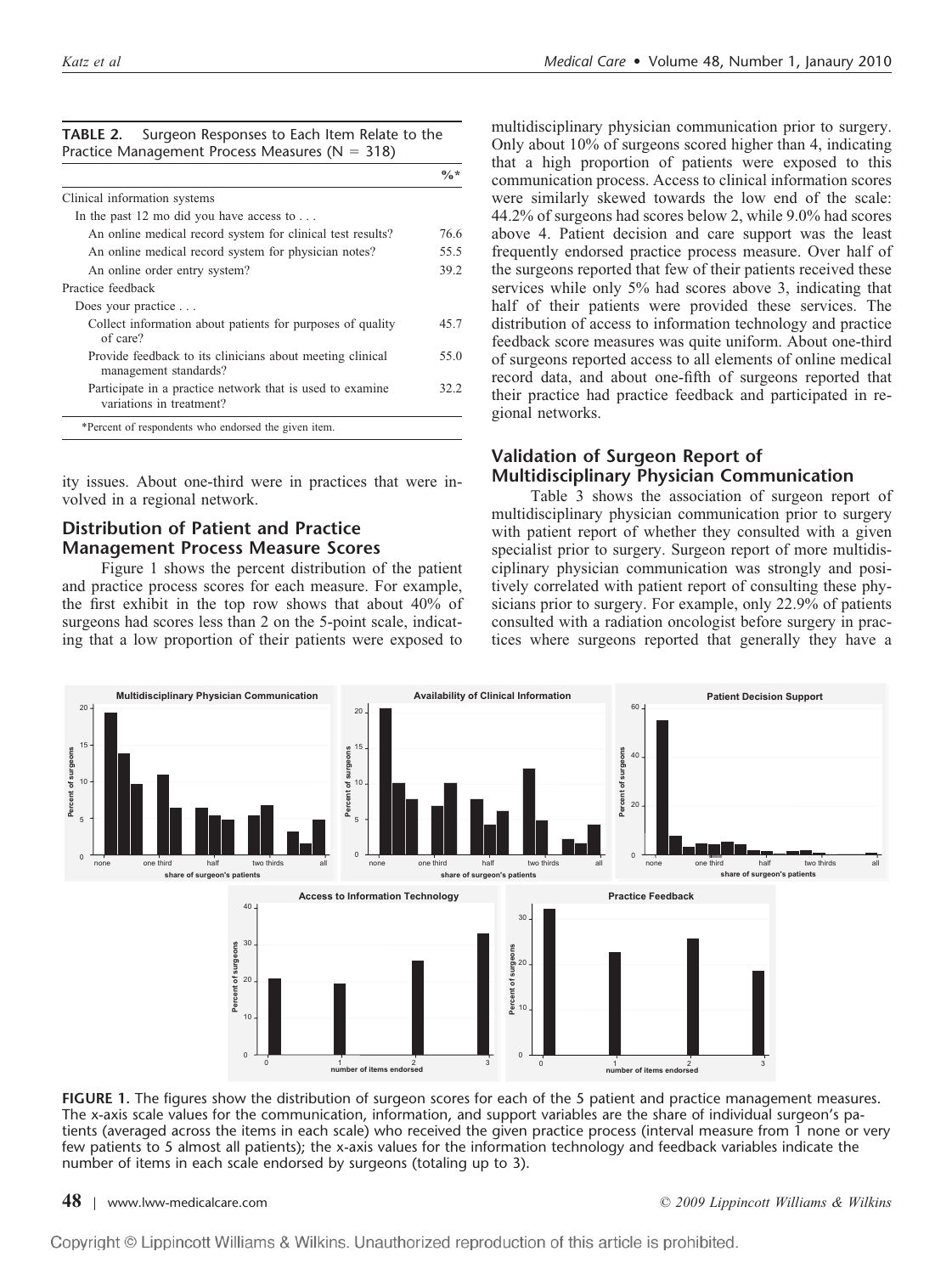**TABLE 2.** Surgeon Responses to Each Item Relate to the Practice Management Process Measures (N = 318)

| | %* |
|---|---|
| Clinical information systems | |
| In the past 12 mo did you have access to . . . | |
| An online medical record system for clinical test results? | 76.6 |
| An online medical record system for physician notes? | 55.5 |
| An online order entry system? | 39.2 |
| Practice feedback | |
| Does your practice . . . | |
| Collect information about patients for purposes of quality of care? | 45.7 |
| Provide feedback to its clinicians about meeting clinical management standards? | 55.0 |
| Participate in a practice network that is used to examine variations in treatment? | 32.2 |

*Percent of respondents who endorsed the given item.

ity issues. About one-third were in practices that were involved in a regional network.

## Distribution of Patient and Practice Management Process Measure Scores

Figure 1 shows the percent distribution of the patient and practice process scores for each measure. For example, the first exhibit in the top row shows that about 40% of surgeons had scores less than 2 on the 5-point scale, indicating that a low proportion of their patients were exposed to multidisciplinary physician communication prior to surgery. Only about 10% of surgeons scored higher than 4, indicating that a high proportion of patients were exposed to this communication process. Access to clinical information scores were similarly skewed towards the low end of the scale: 44.2% of surgeons had scores below 2, while 9.0% had scores above 4. Patient decision and care support was the least frequently endorsed practice process measure. Over half of the surgeons reported that few of their patients received these services while only 5% had scores above 3, indicating that half of their patients were provided these services. The distribution of access to information technology and practice feedback score measures was quite uniform. About one-third of surgeons reported access to all elements of online medical record data, and about one-fifth of surgeons reported that their practice had practice feedback and participated in regional networks.

## Validation of Surgeon Report of Multidisciplinary Physician Communication

Table 3 shows the association of surgeon report of multidisciplinary physician communication prior to surgery with patient report of whether they consulted with a given specialist prior to surgery. Surgeon report of more multidisciplinary physician communication was strongly and positively correlated with patient report of consulting these physicians prior to surgery. For example, only 22.9% of patients consulted with a radiation oncologist before surgery in practices where surgeons reported that generally they have a

**FIGURE 1.** The figures show the distribution of surgeon scores for each of the 5 patient and practice management measures. The x-axis scale values for the communication, information, and support variables are the share of individual surgeon's patients (averaged across the items in each scale) who received the given practice process (interval measure from 1 none or very few patients to 5 almost all patients); the x-axis values for the information technology and feedback variables indicate the number of items in each scale endorsed by surgeons (totaling up to 3).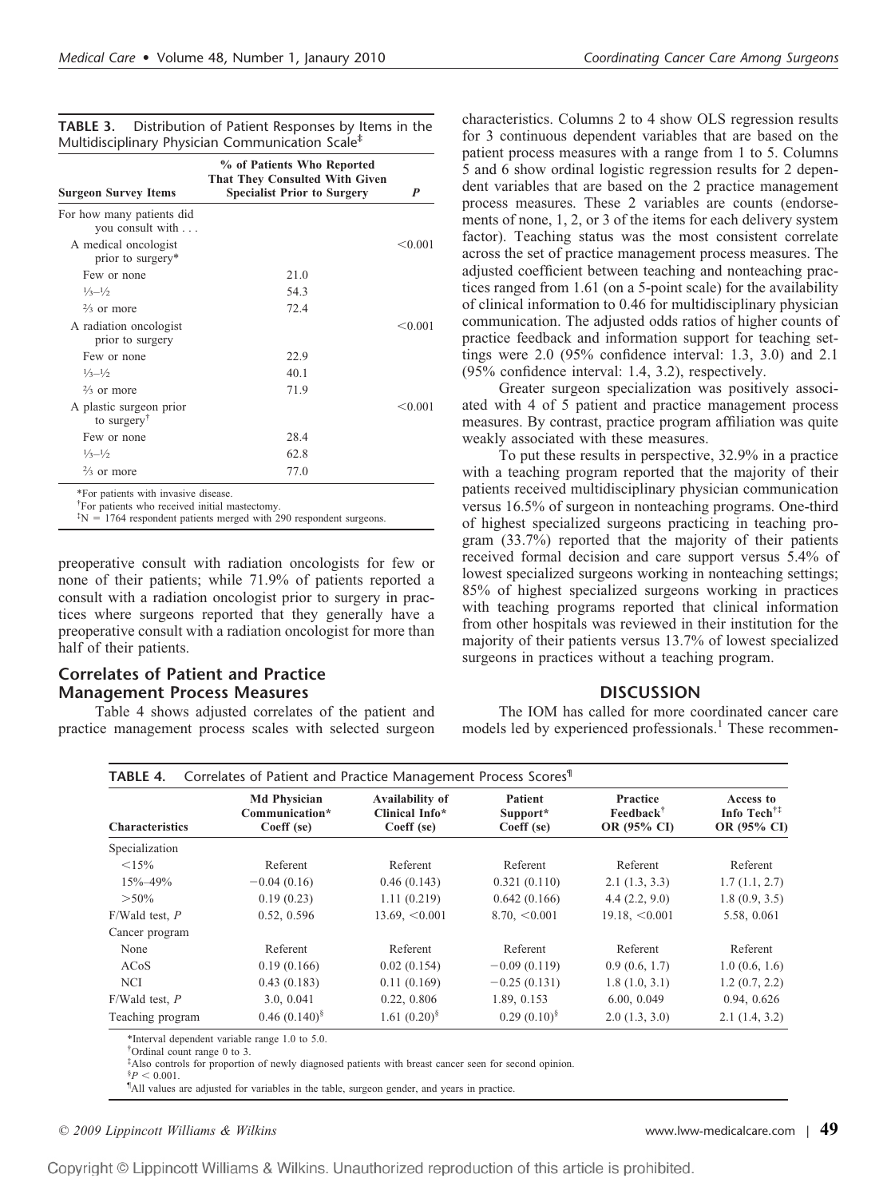**TABLE 3.** Distribution of Patient Responses by Items in the Multidisciplinary Physician Communication Scale[‡]

| Surgeon Survey Items | % of Patients Who Reported That They Consulted With Given Specialist Prior to Surgery | P |
|---|---|---|
| For how many patients did you consult with . . . | | |
| A medical oncologist prior to surgery* | | <0.001 |
| Few or none | 21.0 | |
| ⅓–½ | 54.3 | |
| ⅔ or more | 72.4 | |
| A radiation oncologist prior to surgery | | <0.001 |
| Few or none | 22.9 | |
| ⅓–½ | 40.1 | |
| ⅔ or more | 71.9 | |
| A plastic surgeon prior to surgery[†] | | <0.001 |
| Few or none | 28.4 | |
| ⅓–½ | 62.8 | |
| ⅔ or more | 77.0 | |

*For patients with invasive disease.
[†]For patients who received initial mastectomy.
[‡]N = 1764 respondent patients merged with 290 respondent surgeons.

preoperative consult with radiation oncologists for few or none of their patients; while 71.9% of patients reported a consult with a radiation oncologist prior to surgery in practices where surgeons reported that they generally have a preoperative consult with a radiation oncologist for more than half of their patients.

## Correlates of Patient and Practice Management Process Measures

Table 4 shows adjusted correlates of the patient and practice management process scales with selected surgeon characteristics. Columns 2 to 4 show OLS regression results for 3 continuous dependent variables that are based on the patient process measures with a range from 1 to 5. Columns 5 and 6 show ordinal logistic regression results for 2 dependent variables that are based on the 2 practice management process measures. These 2 variables are counts (endorsements of none, 1, 2, or 3 of the items for each delivery system factor). Teaching status was the most consistent correlate across the set of practice management process measures. The adjusted coefficient between teaching and nonteaching practices ranged from 1.61 (on a 5-point scale) for the availability of clinical information to 0.46 for multidisciplinary physician communication. The adjusted odds ratios of higher counts of practice feedback and information support for teaching settings were 2.0 (95% confidence interval: 1.3, 3.0) and 2.1 (95% confidence interval: 1.4, 3.2), respectively.

Greater surgeon specialization was positively associated with 4 of 5 patient and practice management process measures. By contrast, practice program affiliation was quite weakly associated with these measures.

To put these results in perspective, 32.9% in a practice with a teaching program reported that the majority of their patients received multidisciplinary physician communication versus 16.5% of surgeon in nonteaching programs. One-third of highest specialized surgeons practicing in teaching program (33.7%) reported that the majority of their patients received formal decision and care support versus 5.4% of lowest specialized surgeons working in nonteaching settings; 85% of highest specialized surgeons working in practices with teaching programs reported that clinical information from other hospitals was reviewed in their institution for the majority of their patients versus 13.7% of lowest specialized surgeons in practices without a teaching program.

## DISCUSSION

The IOM has called for more coordinated cancer care models led by experienced professionals.[1] These recommen-

**TABLE 4.** Correlates of Patient and Practice Management Process Scores[¶]

| Characteristics | Md Physician Communication* Coeff (se) | Availability of Clinical Info* Coeff (se) | Patient Support* Coeff (se) | Practice Feedback[†] OR (95% CI) | Access to Info Tech[†‡] OR (95% CI) |
|---|---|---|---|---|---|
| Specialization | | | | | |
| <15% | Referent | Referent | Referent | Referent | Referent |
| 15%–49% | −0.04 (0.16) | 0.46 (0.143) | 0.321 (0.110) | 2.1 (1.3, 3.3) | 1.7 (1.1, 2.7) |
| >50% | 0.19 (0.23) | 1.11 (0.219) | 0.642 (0.166) | 4.4 (2.2, 9.0) | 1.8 (0.9, 3.5) |
| F/Wald test, P | 0.52, 0.596 | 13.69, <0.001 | 8.70, <0.001 | 19.18, <0.001 | 5.58, 0.061 |
| Cancer program | | | | | |
| None | Referent | Referent | Referent | Referent | Referent |
| ACoS | 0.19 (0.166) | 0.02 (0.154) | −0.09 (0.119) | 0.9 (0.6, 1.7) | 1.0 (0.6, 1.6) |
| NCI | 0.43 (0.183) | 0.11 (0.169) | −0.25 (0.131) | 1.8 (1.0, 3.1) | 1.2 (0.7, 2.2) |
| F/Wald test, P | 3.0, 0.041 | 0.22, 0.806 | 1.89, 0.153 | 6.00, 0.049 | 0.94, 0.626 |
| Teaching program | 0.46 (0.140)[§] | 1.61 (0.20)[§] | 0.29 (0.10)[§] | 2.0 (1.3, 3.0) | 2.1 (1.4, 3.2) |

*Interval dependent variable range 1.0 to 5.0.
[†]Ordinal count range 0 to 3.
[‡]Also controls for proportion of newly diagnosed patients with breast cancer seen for second opinion.
[§]$P < 0.001$.
[¶]All values are adjusted for variables in the table, surgeon gender, and years in practice.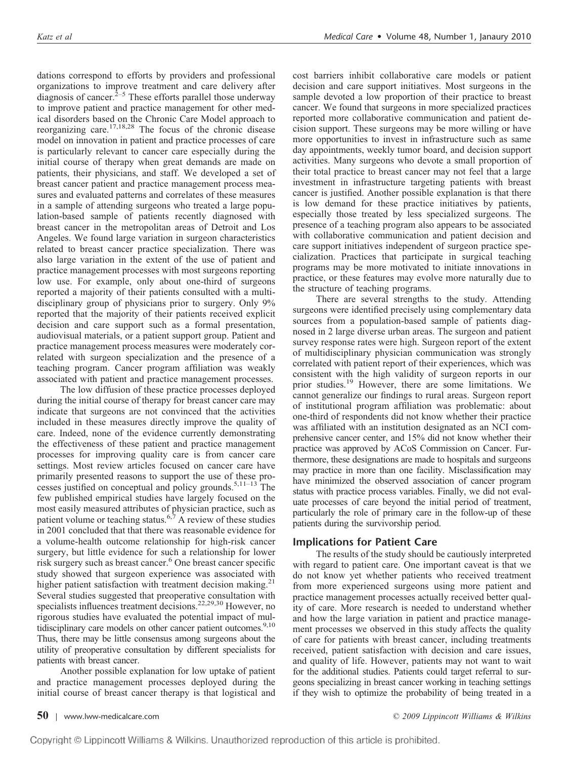dations correspond to efforts by providers and professional organizations to improve treatment and care delivery after diagnosis of cancer.[2–5] These efforts parallel those underway to improve patient and practice management for other medical disorders based on the Chronic Care Model approach to reorganizing care.[17,18,28] The focus of the chronic disease model on innovation in patient and practice processes of care is particularly relevant to cancer care especially during the initial course of therapy when great demands are made on patients, their physicians, and staff. We developed a set of breast cancer patient and practice management process measures and evaluated patterns and correlates of these measures in a sample of attending surgeons who treated a large population-based sample of patients recently diagnosed with breast cancer in the metropolitan areas of Detroit and Los Angeles. We found large variation in surgeon characteristics related to breast cancer practice specialization. There was also large variation in the extent of the use of patient and practice management processes with most surgeons reporting low use. For example, only about one-third of surgeons reported a majority of their patients consulted with a multidisciplinary group of physicians prior to surgery. Only 9% reported that the majority of their patients received explicit decision and care support such as a formal presentation, audiovisual materials, or a patient support group. Patient and practice management process measures were moderately correlated with surgeon specialization and the presence of a teaching program. Cancer program affiliation was weakly associated with patient and practice management processes.

The low diffusion of these practice processes deployed during the initial course of therapy for breast cancer care may indicate that surgeons are not convinced that the activities included in these measures directly improve the quality of care. Indeed, none of the evidence currently demonstrating the effectiveness of these patient and practice management processes for improving quality care is from cancer care settings. Most review articles focused on cancer care have primarily presented reasons to support the use of these processes justified on conceptual and policy grounds.[5,11–13] The few published empirical studies have largely focused on the most easily measured attributes of physician practice, such as patient volume or teaching status.[6,7] A review of these studies in 2001 concluded that that there was reasonable evidence for a volume-health outcome relationship for high-risk cancer surgery, but little evidence for such a relationship for lower risk surgery such as breast cancer.[6] One breast cancer specific study showed that surgeon experience was associated with higher patient satisfaction with treatment decision making.[21] Several studies suggested that preoperative consultation with specialists influences treatment decisions.[22,29,30] However, no rigorous studies have evaluated the potential impact of multidisciplinary care models on other cancer patient outcomes.[9,10] Thus, there may be little consensus among surgeons about the utility of preoperative consultation by different specialists for patients with breast cancer.

Another possible explanation for low uptake of patient and practice management processes deployed during the initial course of breast cancer therapy is that logistical and cost barriers inhibit collaborative care models or patient decision and care support initiatives. Most surgeons in the sample devoted a low proportion of their practice to breast cancer. We found that surgeons in more specialized practices reported more collaborative communication and patient decision support. These surgeons may be more willing or have more opportunities to invest in infrastructure such as same day appointments, weekly tumor board, and decision support activities. Many surgeons who devote a small proportion of their total practice to breast cancer may not feel that a large investment in infrastructure targeting patients with breast cancer is justified. Another possible explanation is that there is low demand for these practice initiatives by patients, especially those treated by less specialized surgeons. The presence of a teaching program also appears to be associated with collaborative communication and patient decision and care support initiatives independent of surgeon practice specialization. Practices that participate in surgical teaching programs may be more motivated to initiate innovations in practice, or these features may evolve more naturally due to the structure of teaching programs.

There are several strengths to the study. Attending surgeons were identified precisely using complementary data sources from a population-based sample of patients diagnosed in 2 large diverse urban areas. The surgeon and patient survey response rates were high. Surgeon report of the extent of multidisciplinary physician communication was strongly correlated with patient report of their experiences, which was consistent with the high validity of surgeon reports in our prior studies.[19] However, there are some limitations. We cannot generalize our findings to rural areas. Surgeon report of institutional program affiliation was problematic: about one-third of respondents did not know whether their practice was affiliated with an institution designated as an NCI comprehensive cancer center, and 15% did not know whether their practice was approved by ACoS Commission on Cancer. Furthermore, these designations are made to hospitals and surgeons may practice in more than one facility. Misclassification may have minimized the observed association of cancer program status with practice process variables. Finally, we did not evaluate processes of care beyond the initial period of treatment, particularly the role of primary care in the follow-up of these patients during the survivorship period.

## Implications for Patient Care

The results of the study should be cautiously interpreted with regard to patient care. One important caveat is that we do not know yet whether patients who received treatment from more experienced surgeons using more patient and practice management processes actually received better quality of care. More research is needed to understand whether and how the large variation in patient and practice management processes we observed in this study affects the quality of care for patients with breast cancer, including treatments received, patient satisfaction with decision and care issues, and quality of life. However, patients may not want to wait for the additional studies. Patients could target referral to surgeons specializing in breast cancer working in teaching settings if they wish to optimize the probability of being treated in a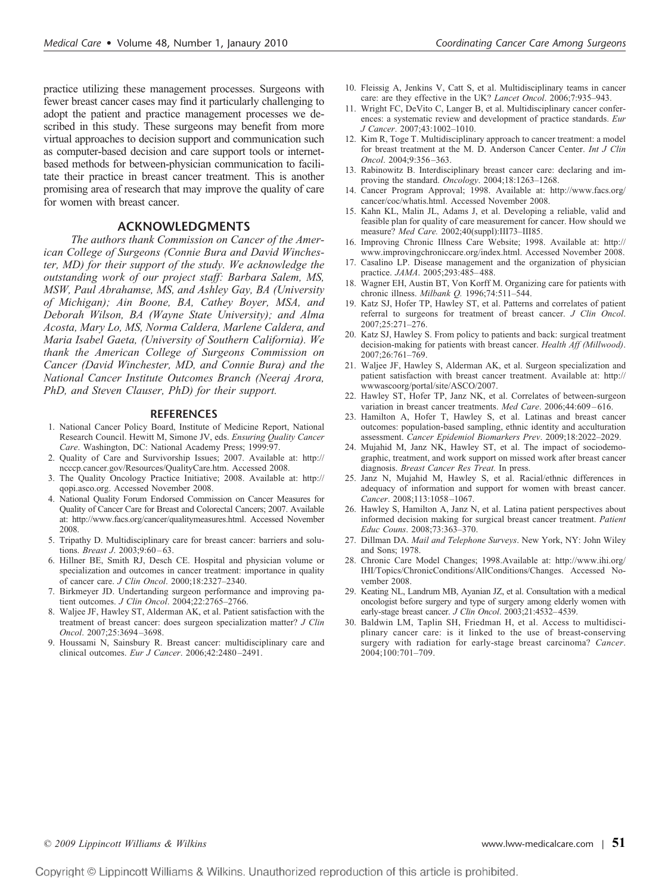practice utilizing these management processes. Surgeons with fewer breast cancer cases may find it particularly challenging to adopt the patient and practice management processes we described in this study. These surgeons may benefit from more virtual approaches to decision support and communication such as computer-based decision and care support tools or internet-based methods for between-physician communication to facilitate their practice in breast cancer treatment. This is another promising area of research that may improve the quality of care for women with breast cancer.

## ACKNOWLEDGMENTS

*The authors thank Commission on Cancer of the American College of Surgeons (Connie Bura and David Winchester, MD) for their support of the study. We acknowledge the outstanding work of our project staff: Barbara Salem, MS, MSW, Paul Abrahamse, MS, and Ashley Gay, BA (University of Michigan); Ain Boone, BA, Cathey Boyer, MSA, and Deborah Wilson, BA (Wayne State University); and Alma Acosta, Mary Lo, MS, Norma Caldera, Marlene Caldera, and Maria Isabel Gaeta, (University of Southern California). We thank the American College of Surgeons Commission on Cancer (David Winchester, MD, and Connie Bura) and the National Cancer Institute Outcomes Branch (Neeraj Arora, PhD, and Steven Clauser, PhD) for their support.*

## REFERENCES

1. National Cancer Policy Board, Institute of Medicine Report, National Research Council. Hewitt M, Simone JV, eds. *Ensuring Quality Cancer Care*. Washington, DC: National Academy Press; 1999:97.
2. Quality of Care and Survivorship Issues; 2007. Available at: http://ncccp.cancer.gov/Resources/QualityCare.htm. Accessed 2008.
3. The Quality Oncology Practice Initiative; 2008. Available at: http://qopi.asco.org. Accessed November 2008.
4. National Quality Forum Endorsed Commission on Cancer Measures for Quality of Cancer Care for Breast and Colorectal Cancers; 2007. Available at: http://www.facs.org/cancer/qualitymeasures.html. Accessed November 2008.
5. Tripathy D. Multidisciplinary care for breast cancer: barriers and solutions. *Breast J*. 2003;9:60–63.
6. Hillner BE, Smith RJ, Desch CE. Hospital and physician volume or specialization and outcomes in cancer treatment: importance in quality of cancer care. *J Clin Oncol*. 2000;18:2327–2340.
7. Birkmeyer JD. Undertanding surgeon performance and improving patient outcomes. *J Clin Oncol*. 2004;22:2765–2766.
8. Waljee JF, Hawley ST, Alderman AK, et al. Patient satisfaction with the treatment of breast cancer: does surgeon specialization matter? *J Clin Oncol*. 2007;25:3694–3698.
9. Houssami N, Sainsbury R. Breast cancer: multidisciplinary care and clinical outcomes. *Eur J Cancer*. 2006;42:2480–2491.
10. Fleissig A, Jenkins V, Catt S, et al. Multidisciplinary teams in cancer care: are they effective in the UK? *Lancet Oncol*. 2006;7:935–943.
11. Wright FC, DeVito C, Langer B, et al. Multidisciplinary cancer conferences: a systematic review and development of practice standards. *Eur J Cancer*. 2007;43:1002–1010.
12. Kim R, Toge T. Multidisciplinary approach to cancer treatment: a model for breast treatment at the M. D. Anderson Cancer Center. *Int J Clin Oncol*. 2004;9:356–363.
13. Rabinowitz B. Interdisciplinary breast cancer care: declaring and improving the standard. *Oncology*. 2004;18:1263–1268.
14. Cancer Program Approval; 1998. Available at: http://www.facs.org/cancer/coc/whatis.html. Accessed November 2008.
15. Kahn KL, Malin JL, Adams J, et al. Developing a reliable, valid and feasible plan for quality of care measurement for cancer. How should we measure? *Med Care.* 2002;40(suppl):III73–III85.
16. Improving Chronic Illness Care Website; 1998. Available at: http://www.improvingchroniccare.org/index.html. Accessed November 2008.
17. Casalino LP. Disease management and the organization of physician practice. *JAMA*. 2005;293:485–488.
18. Wagner EH, Austin BT, Von Korff M. Organizing care for patients with chronic illness. *Milbank Q.* 1996;74:511–544.
19. Katz SJ, Hofer TP, Hawley ST, et al. Patterns and correlates of patient referral to surgeons for treatment of breast cancer. *J Clin Oncol*. 2007;25:271–276.
20. Katz SJ, Hawley S. From policy to patients and back: surgical treatment decision-making for patients with breast cancer. *Health Aff (Millwood)*. 2007;26:761–769.
21. Waljee JF, Hawley S, Alderman AK, et al. Surgeon specialization and patient satisfaction with breast cancer treatment. Available at: http://wwwascoorg/portal/site/ASCO/2007.
22. Hawley ST, Hofer TP, Janz NK, et al. Correlates of between-surgeon variation in breast cancer treatments. *Med Care*. 2006;44:609–616.
23. Hamilton A, Hofer T, Hawley S, et al. Latinas and breast cancer outcomes: population-based sampling, ethnic identity and acculturation assessment. *Cancer Epidemiol Biomarkers Prev*. 2009;18:2022–2029.
24. Mujahid M, Janz NK, Hawley ST, et al. The impact of sociodemographic, treatment, and work support on missed work after breast cancer diagnosis. *Breast Cancer Res Treat.* In press.
25. Janz N, Mujahid M, Hawley S, et al. Racial/ethnic differences in adequacy of information and support for women with breast cancer. *Cancer*. 2008;113:1058–1067.
26. Hawley S, Hamilton A, Janz N, et al. Latina patient perspectives about informed decision making for surgical breast cancer treatment. *Patient Educ Couns*. 2008;73:363–370.
27. Dillman DA. *Mail and Telephone Surveys*. New York, NY: John Wiley and Sons; 1978.
28. Chronic Care Model Changes; 1998.Available at: http://www.ihi.org/IHI/Topics/ChronicConditions/AllConditions/Changes. Accessed November 2008.
29. Keating NL, Landrum MB, Ayanian JZ, et al. Consultation with a medical oncologist before surgery and type of surgery among elderly women with early-stage breast cancer. *J Clin Oncol*. 2003;21:4532–4539.
30. Baldwin LM, Taplin SH, Friedman H, et al. Access to multidisciplinary cancer care: is it linked to the use of breast-conserving surgery with radiation for early-stage breast carcinoma? *Cancer*. 2004;100:701–709.